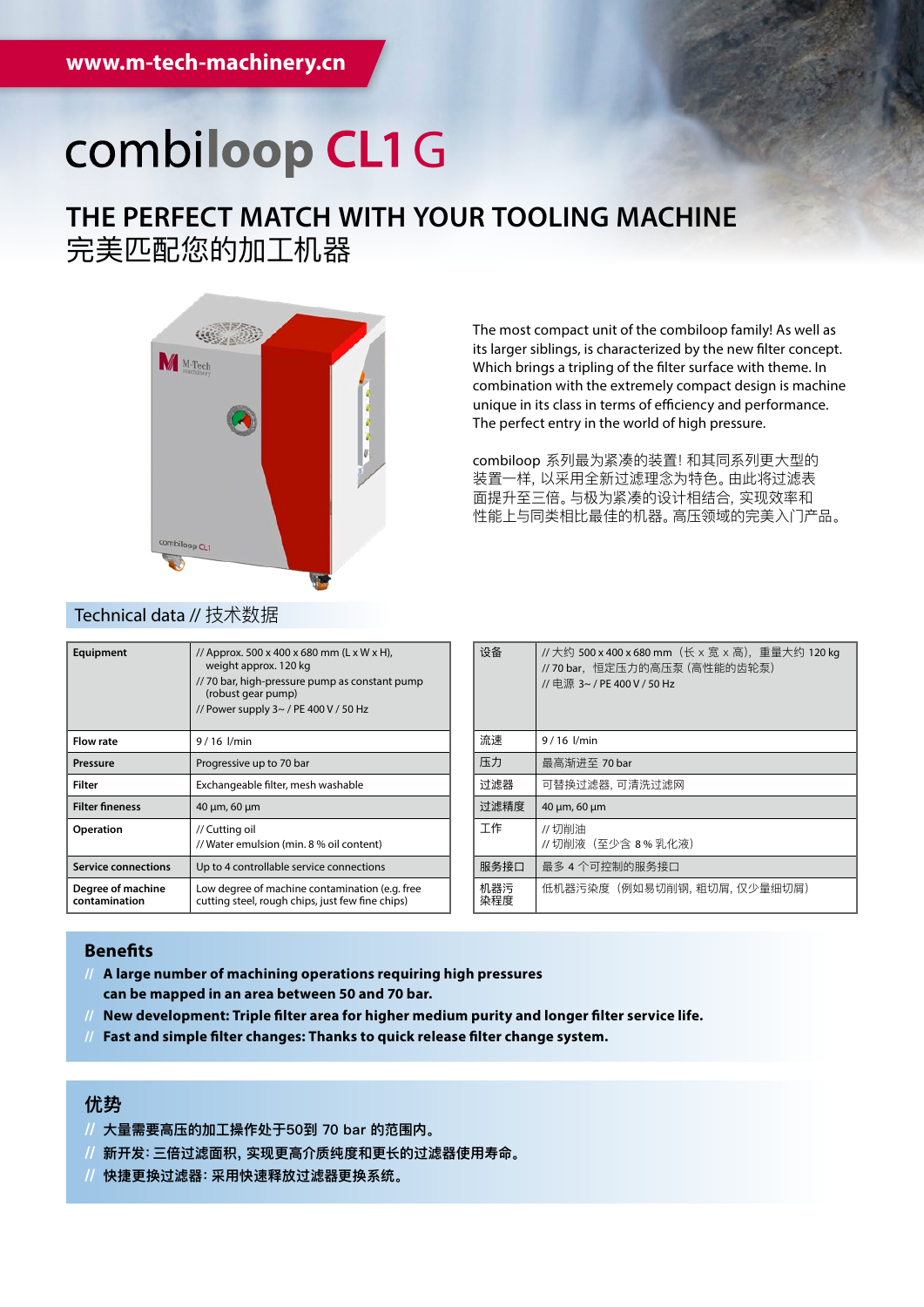www.m-tech-machinery.cn

# combiloop CL1 G

## THE PERFECT MATCH WITH YOUR TOOLING MACHINE
## 完美匹配您的加工机器

The most compact unit of the combiloop family! As well as its larger siblings, is characterized by the new filter concept. Which brings a tripling of the filter surface with theme. In combination with the extremely compact design is machine unique in its class in terms of efficiency and performance. The perfect entry in the world of high pressure.

combiloop 系列最为紧凑的装置! 和其同系列更大型的装置一样, 以采用全新过滤理念为特色。由此将过滤表面提升至三倍。与极为紧凑的设计相结合, 实现效率和性能上与同类相比最佳的机器。高压领域的完美入门产品。

### Technical data // 技术数据

| | |
|---|---|
| **Equipment** | // Approx. 500 x 400 x 680 mm (L x W x H), weight approx. 120 kg<br>// 70 bar, high-pressure pump as constant pump (robust gear pump)<br>// Power supply 3~ / PE 400 V / 50 Hz |
| **Flow rate** | 9 / 16 l/min |
| **Pressure** | Progressive up to 70 bar |
| **Filter** | Exchangeable filter, mesh washable |
| **Filter fineness** | 40 µm, 60 µm |
| **Operation** | // Cutting oil<br>// Water emulsion (min. 8 % oil content) |
| **Service connections** | Up to 4 controllable service connections |
| **Degree of machine contamination** | Low degree of machine contamination (e.g. free cutting steel, rough chips, just few fine chips) |

| | |
|---|---|
| 设备 | // 大约 500 x 400 x 680 mm（长 x 宽 x 高），重量大约 120 kg<br>// 70 bar，恒定压力的高压泵（高性能的齿轮泵）<br>// 电源 3~ / PE 400 V / 50 Hz |
| 流速 | 9 / 16 l/min |
| 压力 | 最高渐进至 70 bar |
| 过滤器 | 可替换过滤器，可清洗过滤网 |
| 过滤精度 | 40 µm, 60 µm |
| 工作 | // 切削油<br>// 切削液（至少含 8 % 乳化液） |
| 服务接口 | 最多 4 个可控制的服务接口 |
| 机器污染程度 | 低机器污染度（例如易切削钢，粗切屑，仅少量细切屑） |

### Benefits

- // **A large number of machining operations requiring high pressures can be mapped in an area between 50 and 70 bar.**
- // **New development: Triple filter area for higher medium purity and longer filter service life.**
- // **Fast and simple filter changes: Thanks to quick release filter change system.**

### 优势

- // **大量需要高压的加工操作处于50到 70 bar 的范围内。**
- // **新开发：三倍过滤面积，实现更高介质纯度和更长的过滤器使用寿命。**
- // **快捷更换过滤器：采用快速释放过滤器更换系统。**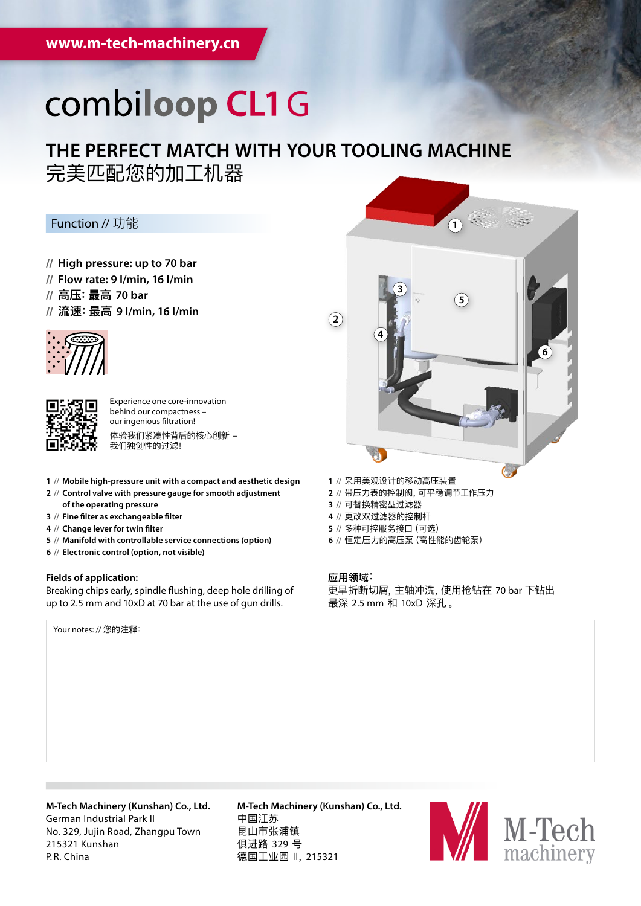www.m-tech-machinery.cn

# combiloop CL1 G

## THE PERFECT MATCH WITH YOUR TOOLING MACHINE
## 完美匹配您的加工机器

### Function // 功能

- // **High pressure: up to 70 bar**
- // **Flow rate: 9 l/min, 16 l/min**
- // **高压：最高 70 bar**
- // **流速：最高 9 l/min, 16 l/min**

Experience one core-innovation behind our compactness – our ingenious filtration!

体验我们紧凑性背后的核心创新 – 我们独创性的过滤！

1 // **Mobile high-pressure unit with a compact and aesthetic design**
2 // **Control valve with pressure gauge for smooth adjustment of the operating pressure**
3 // **Fine filter as exchangeable filter**
4 // **Change lever for twin filter**
5 // **Manifold with controllable service connections (option)**
6 // **Electronic control (option, not visible)**

1 // 采用美观设计的移动高压装置
2 // 带压力表的控制阀，可平稳调节工作压力
3 // 可替换精密型过滤器
4 // 更改双过滤器的控制杆
5 // 多种可控服务接口（可选）
6 // 恒定压力的高压泵（高性能的齿轮泵）

**Fields of application:**
Breaking chips early, spindle flushing, deep hole drilling of up to 2.5 mm and 10xD at 70 bar at the use of gun drills.

**应用领域：**
更早折断切屑，主轴冲洗，使用枪钻在 70 bar 下钻出最深 2.5 mm 和 10xD 深孔。

Your notes: // 您的注释：

**M-Tech Machinery (Kunshan) Co., Ltd.**
German Industrial Park II
No. 329, Jujin Road, Zhangpu Town
215321 Kunshan
P.R. China

**M-Tech Machinery (Kunshan) Co., Ltd.**
中国江苏
昆山市张浦镇
俱进路 329 号
德国工业园 II，215321

M-Tech machinery